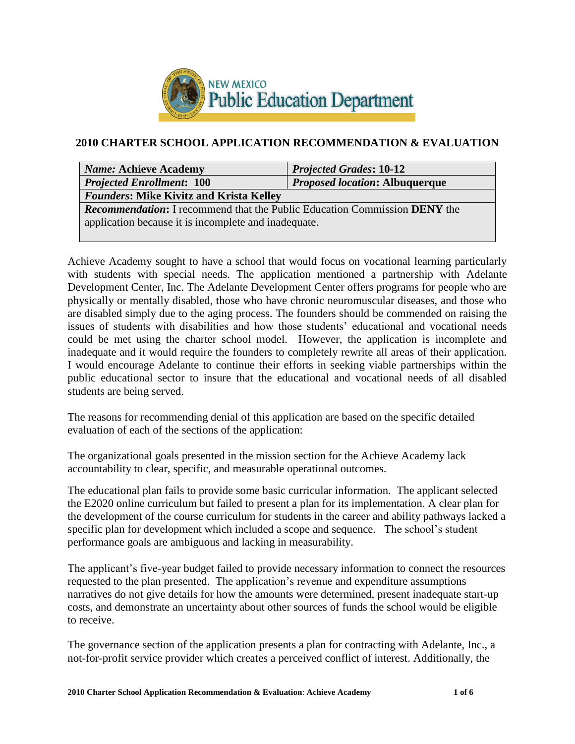NEW MEXICO
Public Education Department

## 2010 CHARTER SCHOOL APPLICATION RECOMMENDATION & EVALUATION

| *Name:* **Achieve Academy** | ***Projected Grades*: 10-12** |
|---|---|
| ***Projected Enrollment*: 100** | ***Proposed location*: Albuquerque** |
| ***Founders*: Mike Kivitz and Krista Kelley** | |
| ***Recommendation*:** I recommend that the Public Education Commission **DENY** the application because it is incomplete and inadequate. | |

Achieve Academy sought to have a school that would focus on vocational learning particularly with students with special needs. The application mentioned a partnership with Adelante Development Center, Inc. The Adelante Development Center offers programs for people who are physically or mentally disabled, those who have chronic neuromuscular diseases, and those who are disabled simply due to the aging process. The founders should be commended on raising the issues of students with disabilities and how those students' educational and vocational needs could be met using the charter school model. However, the application is incomplete and inadequate and it would require the founders to completely rewrite all areas of their application. I would encourage Adelante to continue their efforts in seeking viable partnerships within the public educational sector to insure that the educational and vocational needs of all disabled students are being served.

The reasons for recommending denial of this application are based on the specific detailed evaluation of each of the sections of the application:

The organizational goals presented in the mission section for the Achieve Academy lack accountability to clear, specific, and measurable operational outcomes.

The educational plan fails to provide some basic curricular information. The applicant selected the E2020 online curriculum but failed to present a plan for its implementation. A clear plan for the development of the course curriculum for students in the career and ability pathways lacked a specific plan for development which included a scope and sequence. The school's student performance goals are ambiguous and lacking in measurability.

The applicant's five-year budget failed to provide necessary information to connect the resources requested to the plan presented. The application's revenue and expenditure assumptions narratives do not give details for how the amounts were determined, present inadequate start-up costs, and demonstrate an uncertainty about other sources of funds the school would be eligible to receive.

The governance section of the application presents a plan for contracting with Adelante, Inc., a not-for-profit service provider which creates a perceived conflict of interest. Additionally, the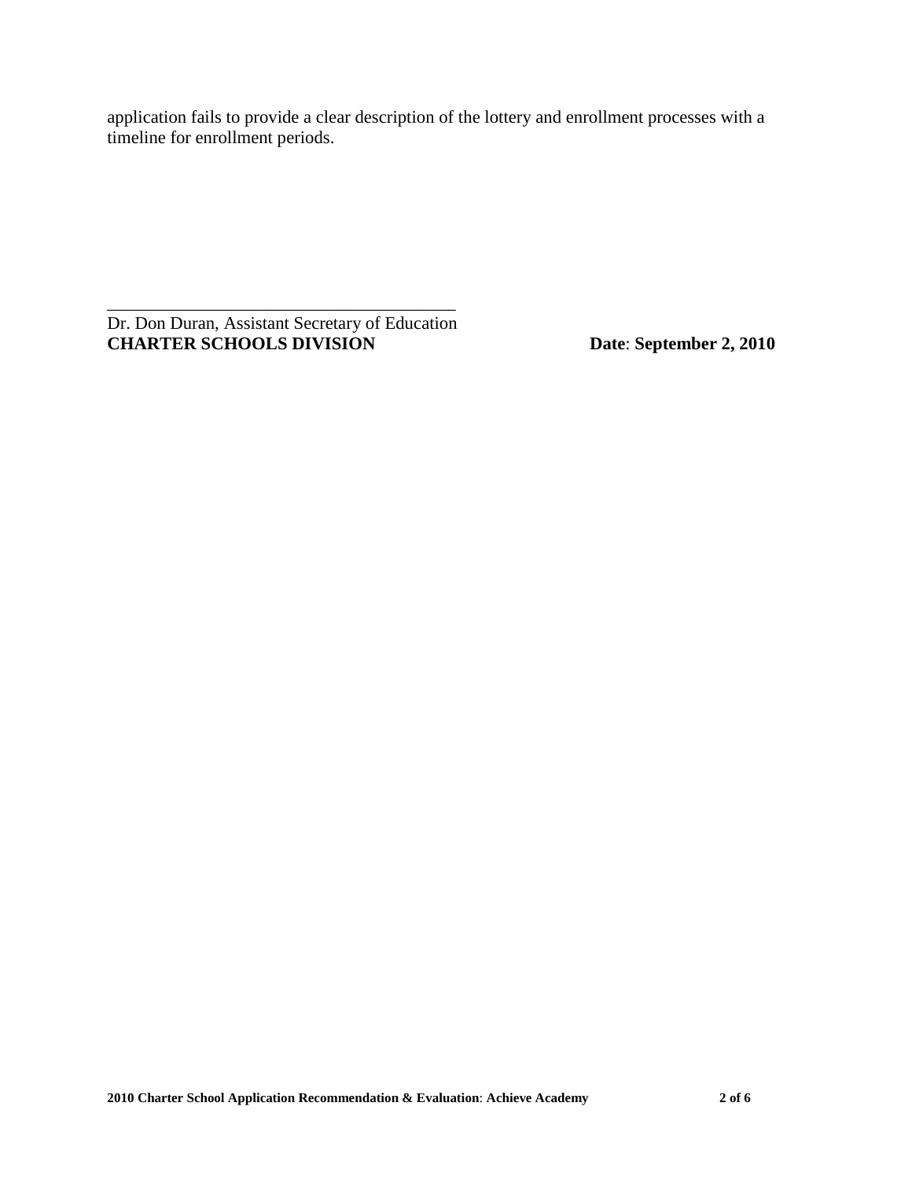application fails to provide a clear description of the lottery and enrollment processes with a timeline for enrollment periods.

\_\_\_\_\_\_\_\_\_\_\_\_\_\_\_\_\_\_\_\_\_\_\_\_\_\_\_\_\_\_\_\_\_\_\_\_\_\_\_\_

Dr. Don Duran, Assistant Secretary of Education
**CHARTER SCHOOLS DIVISION** **Date**: **September 2, 2010**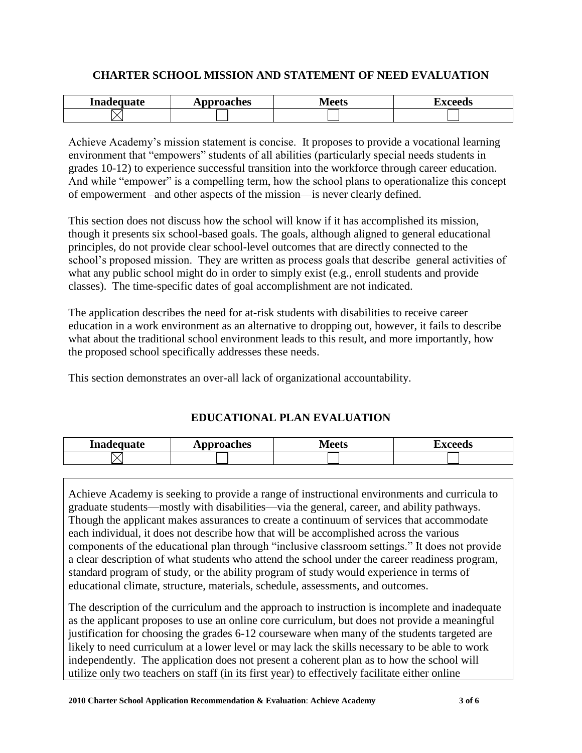## CHARTER SCHOOL MISSION AND STATEMENT OF NEED EVALUATION

| Inadequate | Approaches | Meets | Exceeds |
|---|---|---|---|
| ☒ | ☐ | ☐ | ☐ |

Achieve Academy's mission statement is concise. It proposes to provide a vocational learning environment that "empowers" students of all abilities (particularly special needs students in grades 10-12) to experience successful transition into the workforce through career education. And while "empower" is a compelling term, how the school plans to operationalize this concept of empowerment –and other aspects of the mission—is never clearly defined.

This section does not discuss how the school will know if it has accomplished its mission, though it presents six school-based goals. The goals, although aligned to general educational principles, do not provide clear school-level outcomes that are directly connected to the school's proposed mission. They are written as process goals that describe general activities of what any public school might do in order to simply exist (e.g., enroll students and provide classes). The time-specific dates of goal accomplishment are not indicated.

The application describes the need for at-risk students with disabilities to receive career education in a work environment as an alternative to dropping out, however, it fails to describe what about the traditional school environment leads to this result, and more importantly, how the proposed school specifically addresses these needs.

This section demonstrates an over-all lack of organizational accountability.

## EDUCATIONAL PLAN EVALUATION

| Inadequate | Approaches | Meets | Exceeds |
|---|---|---|---|
| ☒ | ☐ | ☐ | ☐ |

Achieve Academy is seeking to provide a range of instructional environments and curricula to graduate students—mostly with disabilities—via the general, career, and ability pathways. Though the applicant makes assurances to create a continuum of services that accommodate each individual, it does not describe how that will be accomplished across the various components of the educational plan through "inclusive classroom settings." It does not provide a clear description of what students who attend the school under the career readiness program, standard program of study, or the ability program of study would experience in terms of educational climate, structure, materials, schedule, assessments, and outcomes.

The description of the curriculum and the approach to instruction is incomplete and inadequate as the applicant proposes to use an online core curriculum, but does not provide a meaningful justification for choosing the grades 6-12 courseware when many of the students targeted are likely to need curriculum at a lower level or may lack the skills necessary to be able to work independently. The application does not present a coherent plan as to how the school will utilize only two teachers on staff (in its first year) to effectively facilitate either online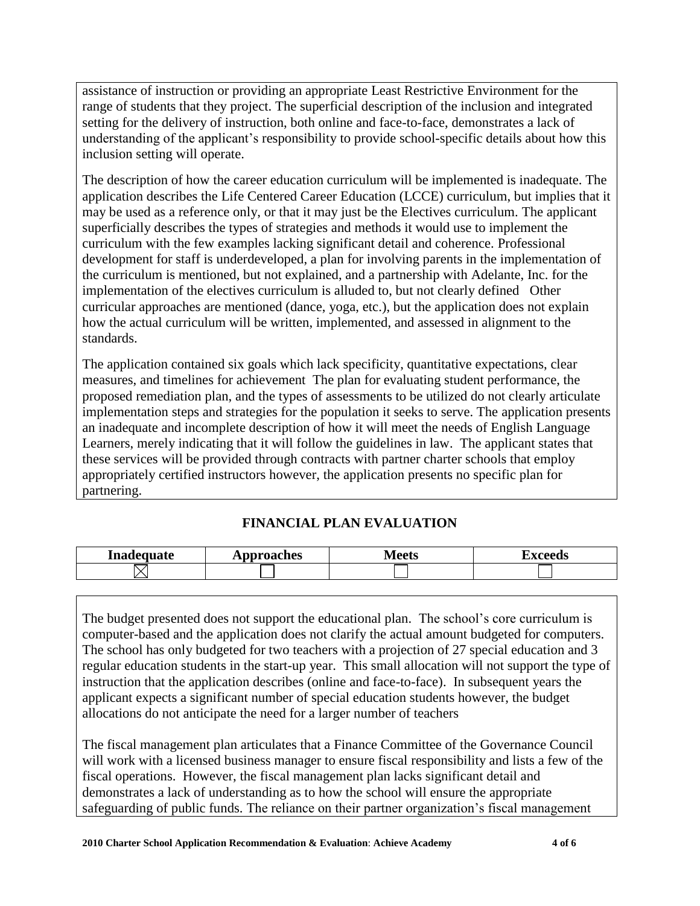assistance of instruction or providing an appropriate Least Restrictive Environment for the range of students that they project. The superficial description of the inclusion and integrated setting for the delivery of instruction, both online and face-to-face, demonstrates a lack of understanding of the applicant's responsibility to provide school-specific details about how this inclusion setting will operate.

The description of how the career education curriculum will be implemented is inadequate. The application describes the Life Centered Career Education (LCCE) curriculum, but implies that it may be used as a reference only, or that it may just be the Electives curriculum. The applicant superficially describes the types of strategies and methods it would use to implement the curriculum with the few examples lacking significant detail and coherence. Professional development for staff is underdeveloped, a plan for involving parents in the implementation of the curriculum is mentioned, but not explained, and a partnership with Adelante, Inc. for the implementation of the electives curriculum is alluded to, but not clearly defined Other curricular approaches are mentioned (dance, yoga, etc.), but the application does not explain how the actual curriculum will be written, implemented, and assessed in alignment to the standards.

The application contained six goals which lack specificity, quantitative expectations, clear measures, and timelines for achievement The plan for evaluating student performance, the proposed remediation plan, and the types of assessments to be utilized do not clearly articulate implementation steps and strategies for the population it seeks to serve. The application presents an inadequate and incomplete description of how it will meet the needs of English Language Learners, merely indicating that it will follow the guidelines in law. The applicant states that these services will be provided through contracts with partner charter schools that employ appropriately certified instructors however, the application presents no specific plan for partnering.

## FINANCIAL PLAN EVALUATION

| Inadequate | Approaches | Meets | Exceeds |
|---|---|---|---|
| ☒ | ☐ | ☐ | ☐ |

The budget presented does not support the educational plan. The school's core curriculum is computer-based and the application does not clarify the actual amount budgeted for computers. The school has only budgeted for two teachers with a projection of 27 special education and 3 regular education students in the start-up year. This small allocation will not support the type of instruction that the application describes (online and face-to-face). In subsequent years the applicant expects a significant number of special education students however, the budget allocations do not anticipate the need for a larger number of teachers

The fiscal management plan articulates that a Finance Committee of the Governance Council will work with a licensed business manager to ensure fiscal responsibility and lists a few of the fiscal operations. However, the fiscal management plan lacks significant detail and demonstrates a lack of understanding as to how the school will ensure the appropriate safeguarding of public funds. The reliance on their partner organization's fiscal management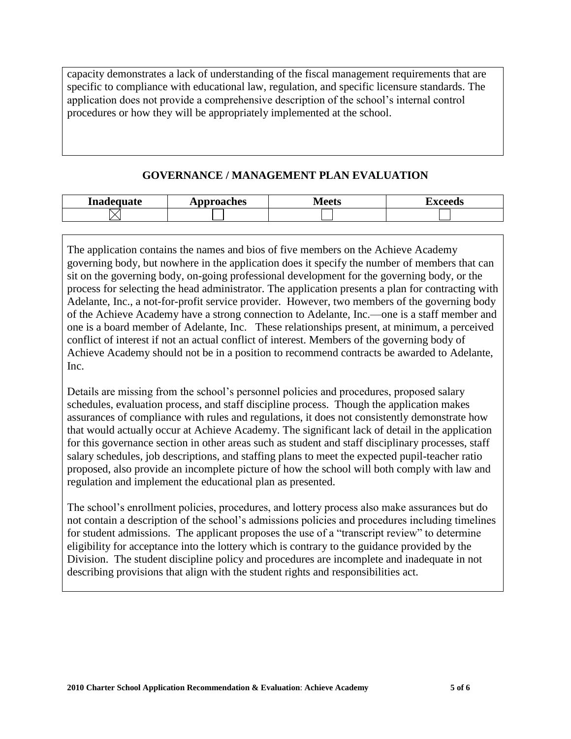capacity demonstrates a lack of understanding of the fiscal management requirements that are specific to compliance with educational law, regulation, and specific licensure standards. The application does not provide a comprehensive description of the school's internal control procedures or how they will be appropriately implemented at the school.

## GOVERNANCE / MANAGEMENT PLAN EVALUATION

| Inadequate | Approaches | Meets | Exceeds |
|---|---|---|---|
| ☒ | ☐ | ☐ | ☐ |

The application contains the names and bios of five members on the Achieve Academy governing body, but nowhere in the application does it specify the number of members that can sit on the governing body, on-going professional development for the governing body, or the process for selecting the head administrator. The application presents a plan for contracting with Adelante, Inc., a not-for-profit service provider. However, two members of the governing body of the Achieve Academy have a strong connection to Adelante, Inc.—one is a staff member and one is a board member of Adelante, Inc. These relationships present, at minimum, a perceived conflict of interest if not an actual conflict of interest. Members of the governing body of Achieve Academy should not be in a position to recommend contracts be awarded to Adelante, Inc.

Details are missing from the school's personnel policies and procedures, proposed salary schedules, evaluation process, and staff discipline process. Though the application makes assurances of compliance with rules and regulations, it does not consistently demonstrate how that would actually occur at Achieve Academy. The significant lack of detail in the application for this governance section in other areas such as student and staff disciplinary processes, staff salary schedules, job descriptions, and staffing plans to meet the expected pupil-teacher ratio proposed, also provide an incomplete picture of how the school will both comply with law and regulation and implement the educational plan as presented.

The school's enrollment policies, procedures, and lottery process also make assurances but do not contain a description of the school's admissions policies and procedures including timelines for student admissions. The applicant proposes the use of a "transcript review" to determine eligibility for acceptance into the lottery which is contrary to the guidance provided by the Division. The student discipline policy and procedures are incomplete and inadequate in not describing provisions that align with the student rights and responsibilities act.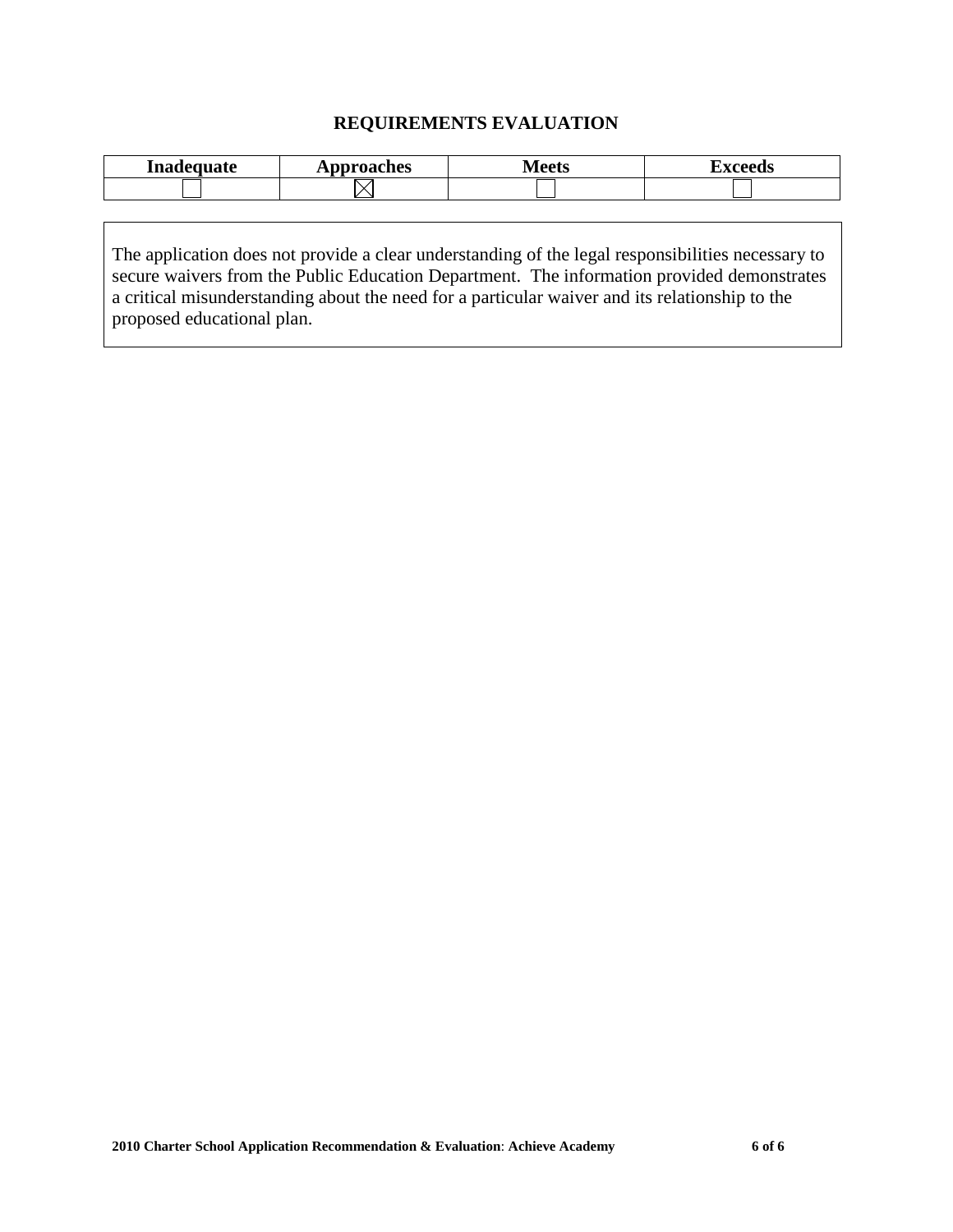## REQUIREMENTS EVALUATION

| Inadequate | Approaches | Meets | Exceeds |
|---|---|---|---|
| ☐ | ☒ | ☐ | ☐ |

The application does not provide a clear understanding of the legal responsibilities necessary to secure waivers from the Public Education Department. The information provided demonstrates a critical misunderstanding about the need for a particular waiver and its relationship to the proposed educational plan.